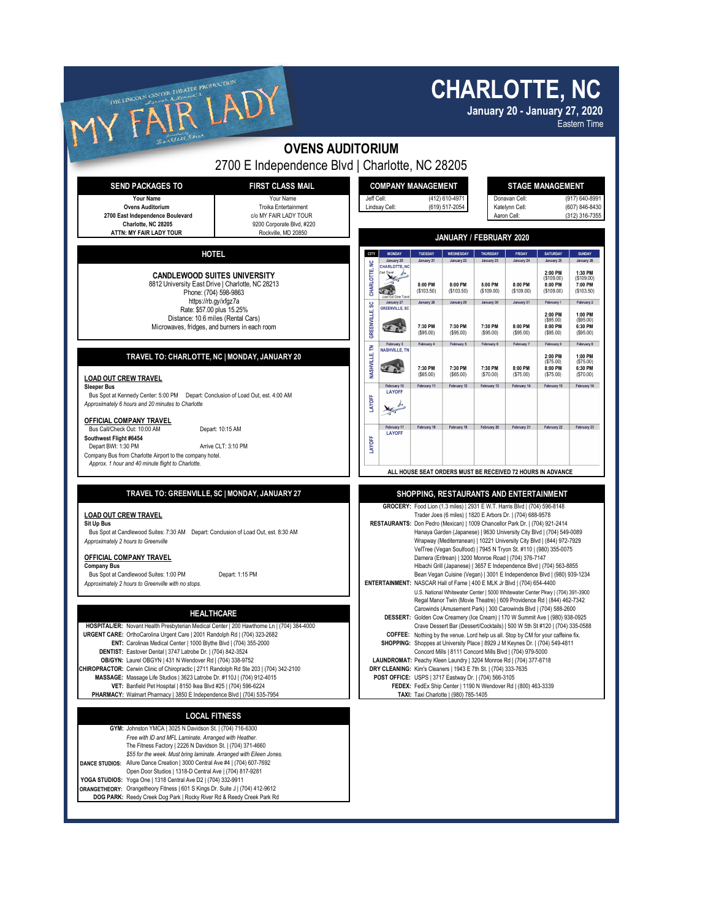THE LINCOLN CENTER THEATER PRODUCTION

# MY FAIR LADY

# CHARLOTTE, NC

**January 20 - January 27, 2020**

Eastern Time

## OVENS AUDITORIUM

2700 E Independence Blvd | Charlotte, NC 28205

| SEND PACKAGES TO | FIRST CLASS MAIL |
|---|---|
| Your Name | Your Name |
| Ovens Auditorium | Troika Entertainment |
| 2700 East Independence Boulevard | c/o MY FAIR LADY TOUR |
| Charlotte, NC 28205 | 9200 Corporate Blvd, #220 |
| ATTN: MY FAIR LADY TOUR | Rockville, MD 20850 |

| COMPANY MANAGEMENT | |
|---|---|
| Jeff Cell: | (412) 610-4971 |
| Lindsay Cell: | (619) 517-2054 |

| STAGE MANAGEMENT | |
|---|---|
| Donavan Cell: | (917) 640-8991 |
| Katelynn Cell: | (607) 846-8430 |
| Aaron Cell: | (312) 316-7355 |

### HOTEL

**CANDLEWOOD SUITES UNIVERSITY**
8812 University East Drive | Charlotte, NC 28213
Phone: (704) 598-9863
https://rb.gy/xfgz7a
Rate: $57.00 plus 15.25%
Distance: 10.6 miles (Rental Cars)
Microwaves, fridges, and burners in each room

### JANUARY / FEBRUARY 2020

| CITY | MONDAY | TUESDAY | WEDNESDAY | THURSDAY | FRIDAY | SATURDAY | SUNDAY |
|---|---|---|---|---|---|---|---|
| CHARLOTTE, NC | January 20<br>CHARLOTTE, NC<br>Cast Travel<br>Load Out Crew Travel | January 21<br>8:00 PM ($103.50) | January 22<br>8:00 PM ($103.50) | January 23<br>8:00 PM ($109.00) | January 24<br>8:00 PM ($109.00) | January 25<br>2:00 PM ($109.00)<br>8:00 PM ($109.00) | January 26<br>1:30 PM ($109.00)<br>7:00 PM ($103.50) |
| GREENVILLE, SC | January 27<br>GREENVILLE, SC | January 28<br>7:30 PM ($95.00) | January 29<br>7:30 PM ($95.00) | January 30<br>7:30 PM ($95.00) | January 31<br>8:00 PM ($95.00) | February 1<br>2:00 PM ($95.00)<br>8:00 PM ($95.00) | February 2<br>1:00 PM ($95.00)<br>6:30 PM ($95.00) |
| NASHVILLE, TN | February 3<br>NASHVILLE, TN | February 4<br>7:30 PM ($65.00) | February 5<br>7:30 PM ($65.00) | February 6<br>7:30 PM ($70.00) | February 7<br>8:00 PM ($75.00) | February 8<br>2:00 PM ($75.00)<br>8:00 PM ($75.00) | February 9<br>1:00 PM ($75.00)<br>6:30 PM ($70.00) |
| LAYOFF | February 10<br>LAYOFF | February 11 | February 12 | February 13 | February 14 | February 15 | February 16 |
| LAYOFF | February 17<br>LAYOFF | February 18 | February 19 | February 20 | February 21 | February 22 | February 23 |

ALL HOUSE SEAT ORDERS MUST BE RECEIVED 72 HOURS IN ADVANCE

### TRAVEL TO: CHARLOTTE, NC | MONDAY, JANUARY 20

**LOAD OUT CREW TRAVEL**
**Sleeper Bus**
Bus Spot at Kennedy Center: 5:00 PM Depart: Conclusion of Load Out, est. 4:00 AM
*Approximately 6 hours and 20 minutes to Charlotte*

**OFFICIAL COMPANY TRAVEL**
Bus Call/Check Out: 10:00 AM Depart: 10:15 AM
**Southwest Flight #6454**
Depart BWI: 1:30 PM Arrive CLT: 3:10 PM
Company Bus from Charlotte Airport to the company hotel.
*Approx. 1 hour and 40 minute flight to Charlotte.*

### TRAVEL TO: GREENVILLE, SC | MONDAY, JANUARY 27

**LOAD OUT CREW TRAVEL**
**Sit Up Bus**
Bus Spot at Candlewood Suites: 7:30 AM Depart: Conclusion of Load Out, est. 8:30 AM
*Approximately 2 hours to Greenville*

**OFFICIAL COMPANY TRAVEL**
**Company Bus**
Bus Spot at Candlewood Suites: 1:00 PM Depart: 1:15 PM
*Approximately 2 hours to Greenville with no stops.*

### SHOPPING, RESTAURANTS AND ENTERTAINMENT

**GROCERY:** Food Lion (1.3 miles) | 2931 E W.T. Harris Blvd | (704) 596-8148
Trader Joes (6 miles) | 1820 E Arbors Dr. | (704) 688-9578
**RESTAURANTS:** Don Pedro (Mexican) | 1009 Chancellor Park Dr. | (704) 921-2414
Hanaya Garden (Japanese) | 9630 University City Blvd | (704) 549-0089
Wrapway (Mediterranean) | 10221 University City Blvd | (844) 972-7929
VelTree (Vegan Soulfood) | 7945 N Tryon St. #110 | (980) 355-0075
Damera (Eritrean) | 3200 Monroe Road | (704) 376-7147
Hibachi Grill (Japanese) | 3657 E Independence Blvd | (704) 563-8855
Bean Vegan Cuisine (Vegan) | 3001 E Independence Blvd | (980) 939-1234
**ENTERTAINMENT:** NASCAR Hall of Fame | 400 E MLK Jr Blvd | (704) 654-4400
U.S. National Whitewater Center | 5000 Whitewater Center Pkwy | (704) 391-3900
Regal Manor Twin (Movie Theatre) | 609 Providence Rd | (844) 462-7342
Carowinds (Amusement Park) | 300 Carowinds Blvd | (704) 588-2600
**DESSERT:** Golden Cow Creamery (Ice Cream) | 170 W Summit Ave | (980) 938-0925
Crave Dessert Bar (Dessert/Cocktails) | 500 W 5th St #120 | (704) 335-0588
**COFFEE:** Nothing by the venue. Lord help us all. Stop by CM for your caffeine fix.
**SHOPPING:** Shoppes at University Place | 8929 J M Keynes Dr. | (704) 549-4811
Concord Mills | 8111 Concord Mills Blvd | (704) 979-5000
**LAUNDROMAT:** Peachy Kleen Laundry | 3204 Monroe Rd | (704) 377-8718
**DRY CLEANING:** Kim's Cleaners | 1943 E 7th St. | (704) 333-7635
**POST OFFICE:** USPS | 3717 Eastway Dr. | (704) 566-3105
**FEDEX:** FedEx Ship Center | 1190 N Wendover Rd | (800) 463-3339
**TAXI:** Taxi Charlotte | (980) 785-1405

### HEALTHCARE

**HOSPITAL/ER:** Novant Health Presbyterian Medical Center | 200 Hawthorne Ln | (704) 384-4000
**URGENT CARE:** OrthoCarolina Urgent Care | 2001 Randolph Rd | (704) 323-2682
**ENT:** Carolinas Medical Center | 1000 Blythe Blvd | (704) 355-2000
**DENTIST:** Eastover Dental | 3747 Latrobe Dr. | (704) 842-3524
**OB/GYN:** Laurel OBGYN | 431 N Wendover Rd | (704) 338-9752
**CHIROPRACTOR:** Cerwin Clinic of Chiropractic | 2711 Randolph Rd Ste 203 | (704) 342-2100
**MASSAGE:** Massage Life Studios | 3623 Latrobe Dr. #110J | (704) 912-4015
**VET:** Banfield Pet Hospital | 8150 Ikea Blvd #25 | (704) 596-6224
**PHARMACY:** Walmart Pharmacy | 3850 E Independence Blvd | (704) 535-7954

### LOCAL FITNESS

**GYM:** Johnston YMCA | 3025 N Davidson St. | (704) 716-6300
*Free with ID and MFL Laminate. Arranged with Heather.*
The Fitness Factory | 2226 N Davidson St. | (704) 371-4660
*$55 for the week. Must bring laminate. Arranged with Eileen Jones.*
**DANCE STUDIOS:** Allure Dance Creation | 3000 Central Ave #4 | (704) 607-7692
Open Door Studios | 1318-D Central Ave | (704) 817-9281
**YOGA STUDIOS:** Yoga One | 1318 Central Ave D2 | (704) 332-9911
**ORANGETHEORY:** Orangetheory Fitness | 601 S Kings Dr. Suite J | (704) 412-9612
**DOG PARK:** Reedy Creek Dog Park | Rocky River Rd & Reedy Creek Park Rd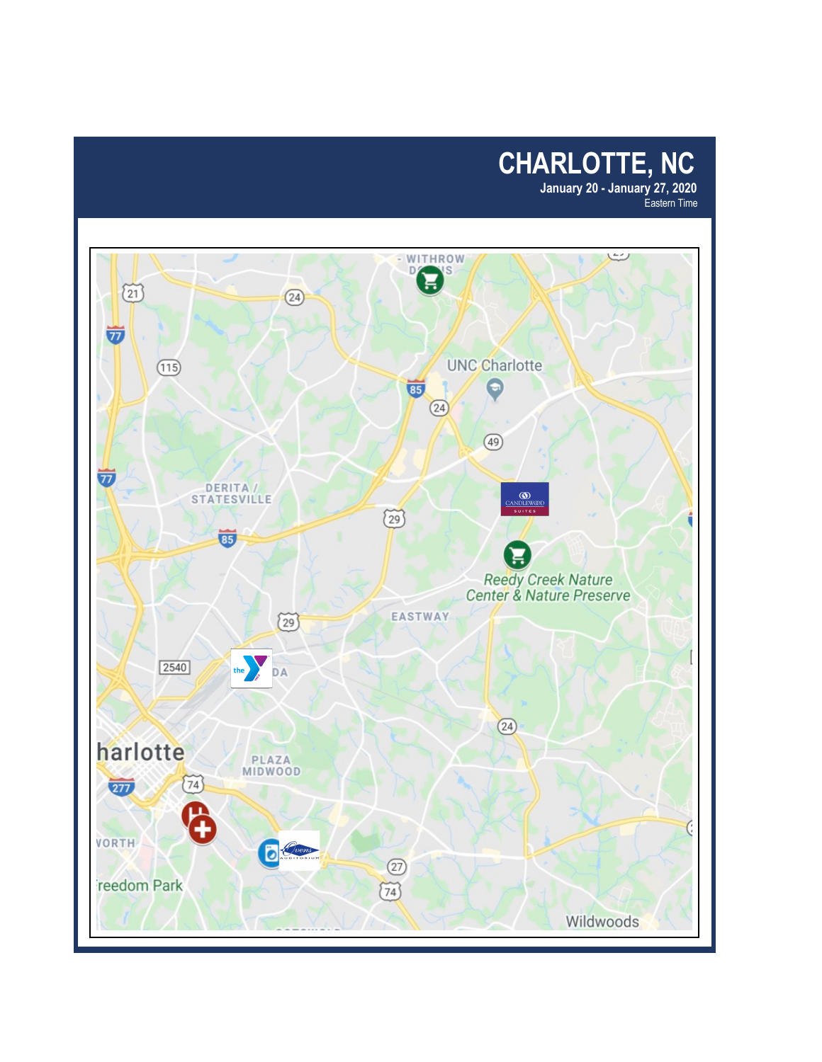# CHARLOTTE, NC

**January 20 - January 27, 2020**

Eastern Time

WITHROW DOWNS

UNC Charlotte

DERITA / STATESVILLE

Reedy Creek Nature Center & Nature Preserve

EASTWAY

harlotte

PLAZA MIDWOOD

VORTH

reedom Park

Wildwoods

CANDLEWOOD SUITES

the Y

Ovens AUDITORIUM

21
24
77
115
85
24
49
77
29
85
29
2540
24
277
74
27
74